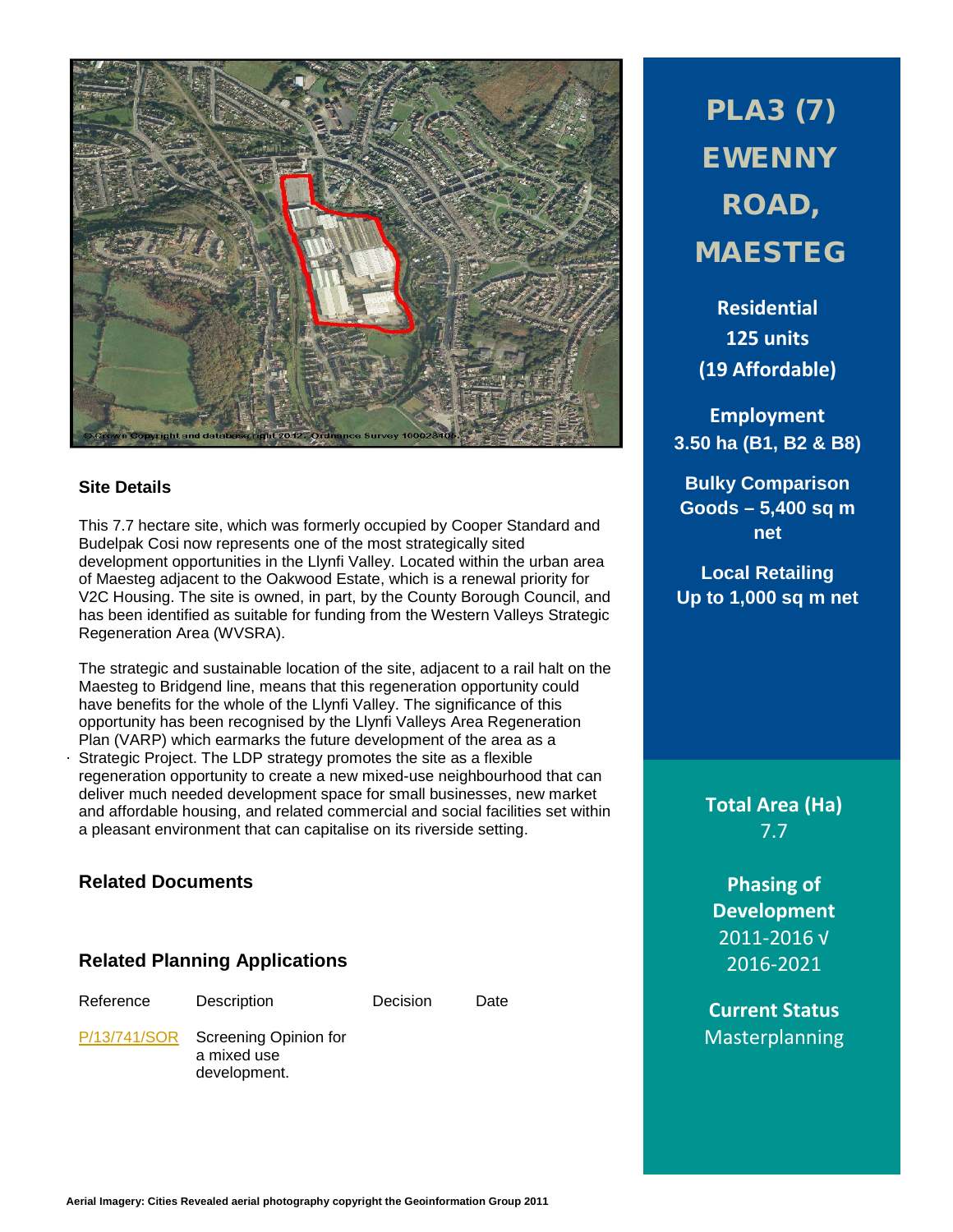# PLA3 (7) EWENNY ROAD, MAESTEG

**Residential**
**125 units**
**(19 Affordable)**

**Employment**
**3.50 ha (B1, B2 & B8)**

**Bulky Comparison Goods – 5,400 sq m net**

**Local Retailing**
**Up to 1,000 sq m net**

**Total Area (Ha)**
7.7

**Phasing of Development**
2011-2016 √
2016-2021

**Current Status**
Masterplanning

## Site Details

This 7.7 hectare site, which was formerly occupied by Cooper Standard and Budelpak Cosi now represents one of the most strategically sited development opportunities in the Llynfi Valley. Located within the urban area of Maesteg adjacent to the Oakwood Estate, which is a renewal priority for V2C Housing. The site is owned, in part, by the County Borough Council, and has been identified as suitable for funding from the Western Valleys Strategic Regeneration Area (WVSRA).

The strategic and sustainable location of the site, adjacent to a rail halt on the Maesteg to Bridgend line, means that this regeneration opportunity could have benefits for the whole of the Llynfi Valley. The significance of this opportunity has been recognised by the Llynfi Valleys Area Regeneration Plan (VARP) which earmarks the future development of the area as a Strategic Project. The LDP strategy promotes the site as a flexible regeneration opportunity to create a new mixed-use neighbourhood that can deliver much needed development space for small businesses, new market and affordable housing, and related commercial and social facilities set within a pleasant environment that can capitalise on its riverside setting.

## Related Documents

## Related Planning Applications

| Reference | Description | Decision | Date |
|---|---|---|---|
| P/13/741/SOR | Screening Opinion for a mixed use development. | | |

Aerial Imagery: Cities Revealed aerial photography copyright the Geoinformation Group 2011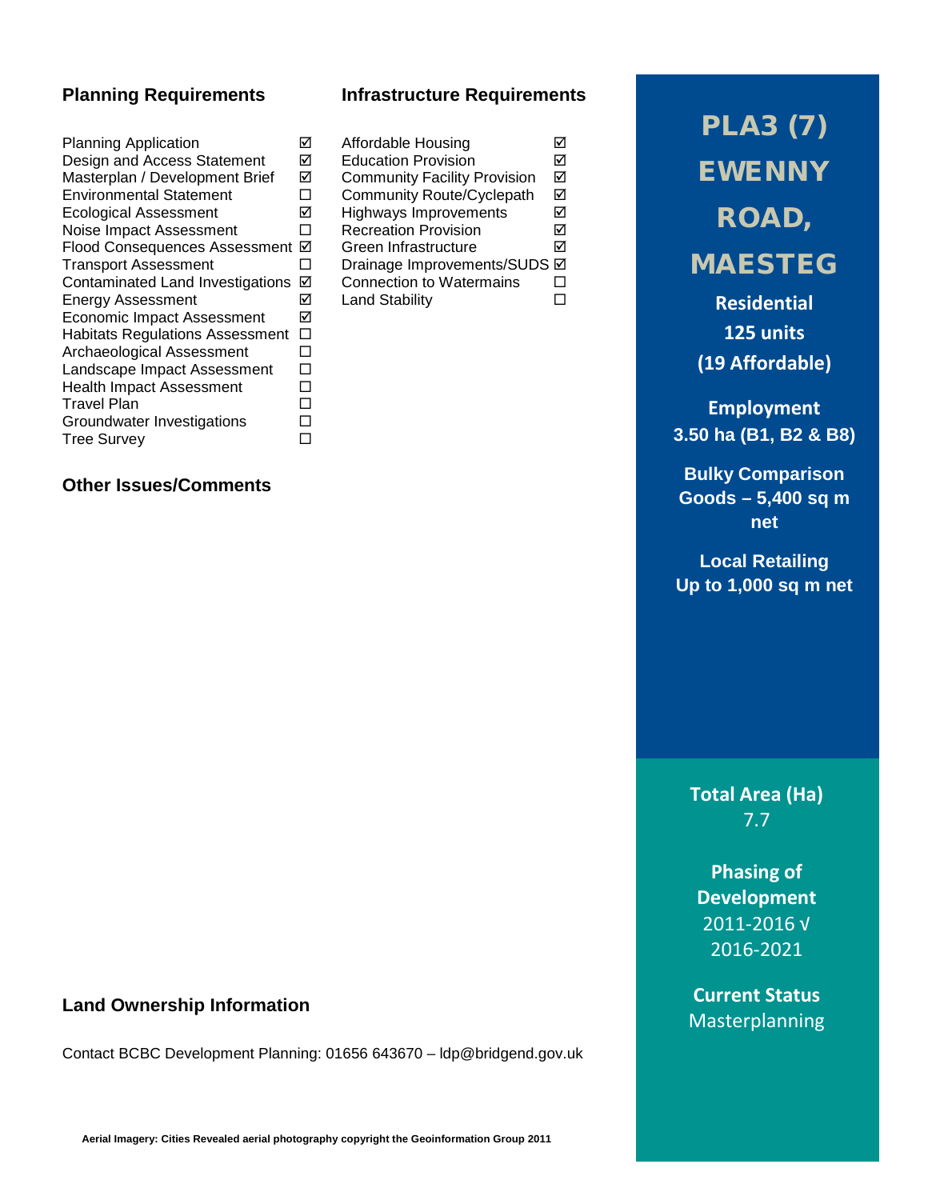## Planning Requirements

| | |
|---|---|
| Planning Application | ☑ |
| Design and Access Statement | ☑ |
| Masterplan / Development Brief | ☑ |
| Environmental Statement | ☐ |
| Ecological Assessment | ☑ |
| Noise Impact Assessment | ☐ |
| Flood Consequences Assessment | ☑ |
| Transport Assessment | ☐ |
| Contaminated Land Investigations | ☑ |
| Energy Assessment | ☑ |
| Economic Impact Assessment | ☑ |
| Habitats Regulations Assessment | ☐ |
| Archaeological Assessment | ☐ |
| Landscape Impact Assessment | ☐ |
| Health Impact Assessment | ☐ |
| Travel Plan | ☐ |
| Groundwater Investigations | ☐ |
| Tree Survey | ☐ |

## Infrastructure Requirements

| | |
|---|---|
| Affordable Housing | ☑ |
| Education Provision | ☑ |
| Community Facility Provision | ☑ |
| Community Route/Cyclepath | ☑ |
| Highways Improvements | ☑ |
| Recreation Provision | ☑ |
| Green Infrastructure | ☑ |
| Drainage Improvements/SUDS | ☑ |
| Connection to Watermains | ☐ |
| Land Stability | ☐ |

## Other Issues/Comments

## Land Ownership Information

Contact BCBC Development Planning: 01656 643670 – ldp@bridgend.gov.uk

**Aerial Imagery: Cities Revealed aerial photography copyright the Geoinformation Group 2011**

# PLA3 (7) EWENNY ROAD, MAESTEG

**Residential**
**125 units**
**(19 Affordable)**

**Employment**
**3.50 ha (B1, B2 & B8)**

**Bulky Comparison Goods – 5,400 sq m net**

**Local Retailing**
**Up to 1,000 sq m net**

**Total Area (Ha)**
7.7

**Phasing of Development**
2011-2016 √
2016-2021

**Current Status**
Masterplanning